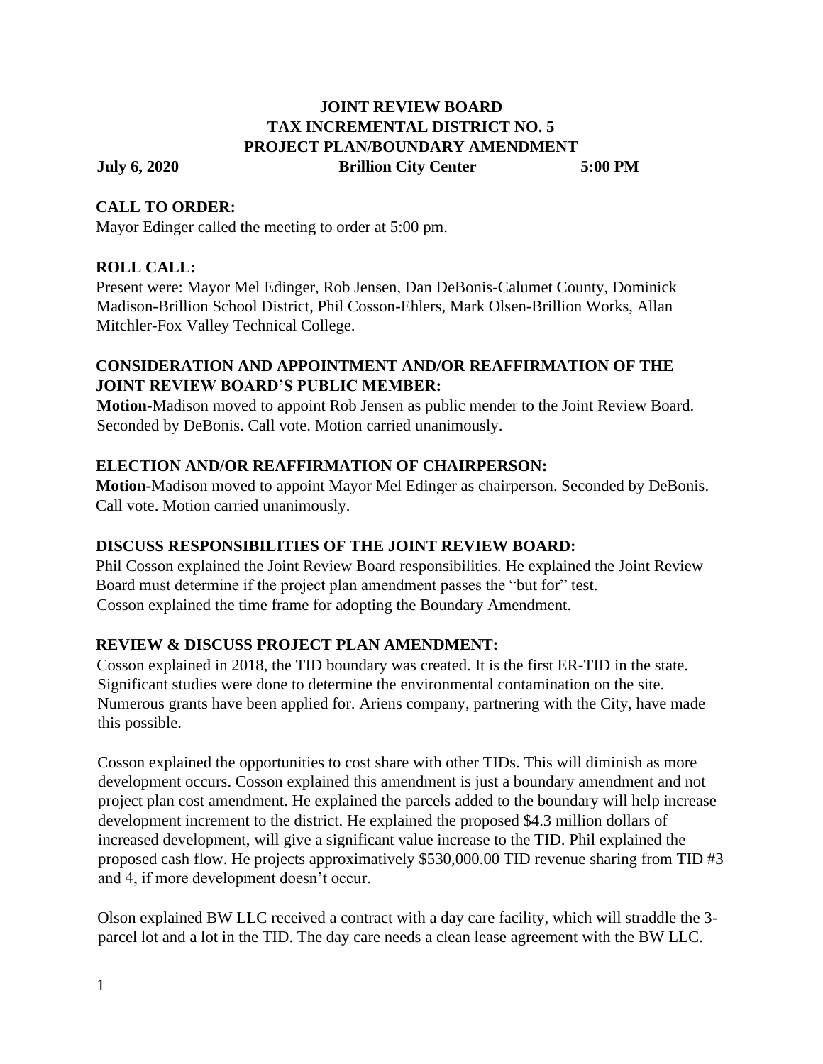# JOINT REVIEW BOARD
## TAX INCREMENTAL DISTRICT NO. 5
## PROJECT PLAN/BOUNDARY AMENDMENT

**July 6, 2020** **Brillion City Center** **5:00 PM**

### CALL TO ORDER:

Mayor Edinger called the meeting to order at 5:00 pm.

### ROLL CALL:

Present were: Mayor Mel Edinger, Rob Jensen, Dan DeBonis-Calumet County, Dominick Madison-Brillion School District, Phil Cosson-Ehlers, Mark Olsen-Brillion Works, Allan Mitchler-Fox Valley Technical College.

### CONSIDERATION AND APPOINTMENT AND/OR REAFFIRMATION OF THE JOINT REVIEW BOARD'S PUBLIC MEMBER:

**Motion**-Madison moved to appoint Rob Jensen as public mender to the Joint Review Board. Seconded by DeBonis. Call vote. Motion carried unanimously.

### ELECTION AND/OR REAFFIRMATION OF CHAIRPERSON:

**Motion**-Madison moved to appoint Mayor Mel Edinger as chairperson. Seconded by DeBonis. Call vote. Motion carried unanimously.

### DISCUSS RESPONSIBILITIES OF THE JOINT REVIEW BOARD:

Phil Cosson explained the Joint Review Board responsibilities. He explained the Joint Review Board must determine if the project plan amendment passes the "but for" test. Cosson explained the time frame for adopting the Boundary Amendment.

### REVIEW & DISCUSS PROJECT PLAN AMENDMENT:

Cosson explained in 2018, the TID boundary was created. It is the first ER-TID in the state. Significant studies were done to determine the environmental contamination on the site. Numerous grants have been applied for. Ariens company, partnering with the City, have made this possible.

Cosson explained the opportunities to cost share with other TIDs. This will diminish as more development occurs. Cosson explained this amendment is just a boundary amendment and not project plan cost amendment. He explained the parcels added to the boundary will help increase development increment to the district. He explained the proposed $4.3 million dollars of increased development, will give a significant value increase to the TID. Phil explained the proposed cash flow. He projects approximatively $530,000.00 TID revenue sharing from TID #3 and 4, if more development doesn't occur.

Olson explained BW LLC received a contract with a day care facility, which will straddle the 3-parcel lot and a lot in the TID. The day care needs a clean lease agreement with the BW LLC.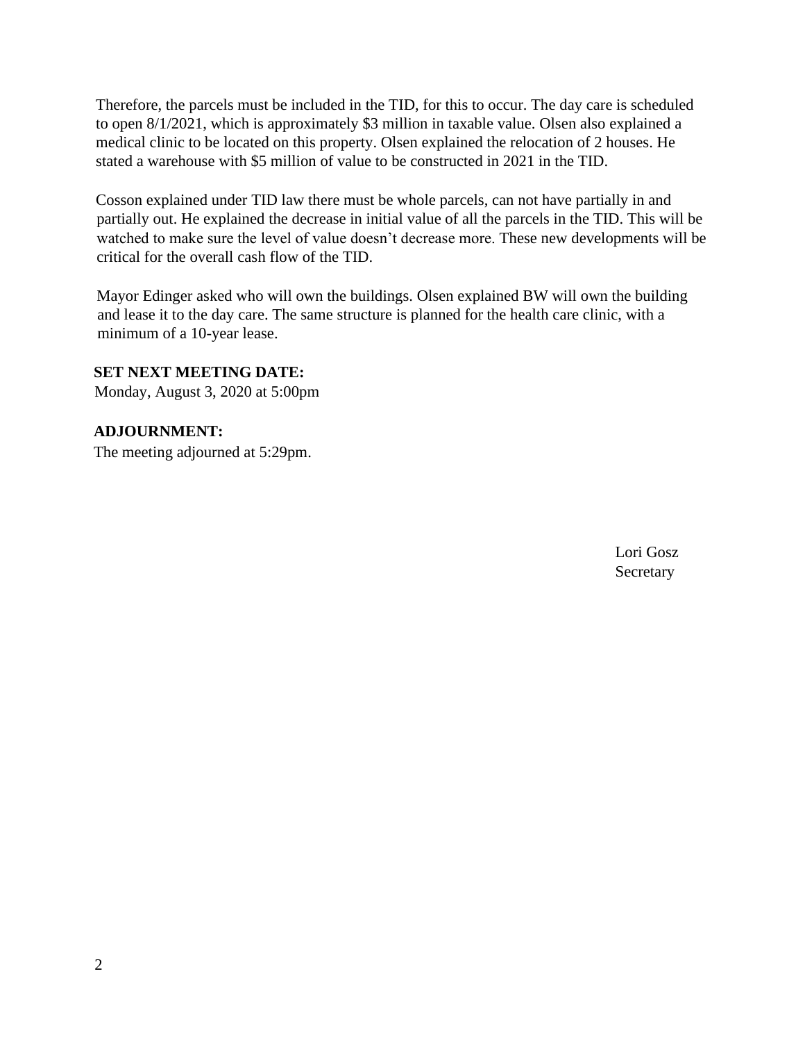Therefore, the parcels must be included in the TID, for this to occur. The day care is scheduled to open 8/1/2021, which is approximately $3 million in taxable value. Olsen also explained a medical clinic to be located on this property. Olsen explained the relocation of 2 houses. He stated a warehouse with $5 million of value to be constructed in 2021 in the TID.

Cosson explained under TID law there must be whole parcels, can not have partially in and partially out. He explained the decrease in initial value of all the parcels in the TID. This will be watched to make sure the level of value doesn't decrease more. These new developments will be critical for the overall cash flow of the TID.

Mayor Edinger asked who will own the buildings. Olsen explained BW will own the building and lease it to the day care. The same structure is planned for the health care clinic, with a minimum of a 10-year lease.

**SET NEXT MEETING DATE:**
Monday, August 3, 2020 at 5:00pm

**ADJOURNMENT:**
The meeting adjourned at 5:29pm.

Lori Gosz
Secretary